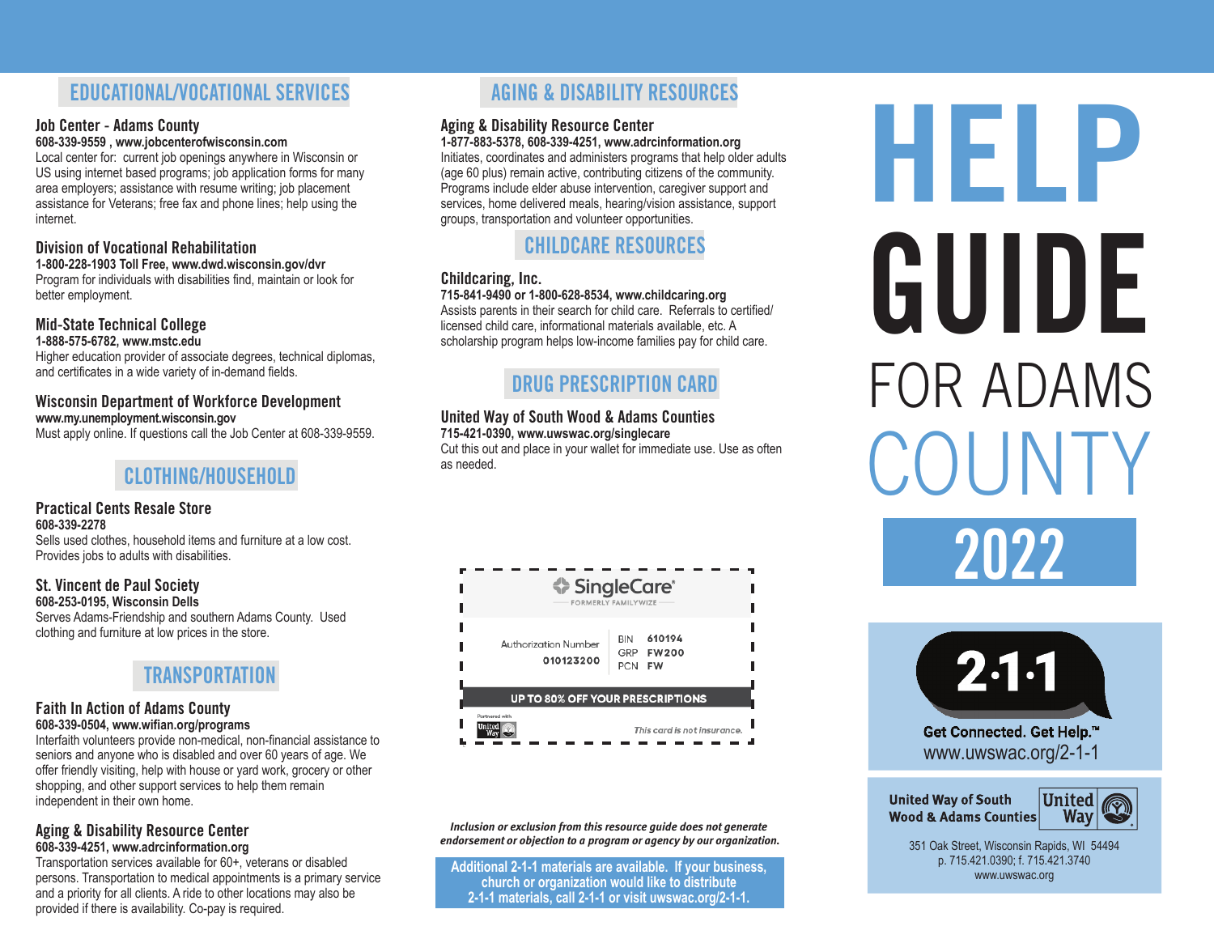## EDUCATIONAL/VOCATIONAL SERVICES

### Job Center - Adams County

**608-339-9559 , www.jobcenterofwisconsin.com**

Local center for: current job openings anywhere in Wisconsin or US using internet based programs; job application forms for many area employers; assistance with resume writing; job placement assistance for Veterans; free fax and phone lines; help using the internet.

### Division of Vocational Rehabilitation

**1-800-228-1903 Toll Free, www.dwd.wisconsin.gov/dvr**

Program for individuals with disabilities find, maintain or look for better employment.

### Mid-State Technical College

**1-888-575-6782, www.mstc.edu**

Higher education provider of associate degrees, technical diplomas, and certificates in a wide variety of in-demand fields.

### Wisconsin Department of Workforce Development

**www.my.unemployment.wisconsin.gov**

Must apply online. If questions call the Job Center at 608-339-9559.

## CLOTHING/HOUSEHOLD

### Practical Cents Resale Store

**608-339-2278**

Sells used clothes, household items and furniture at a low cost. Provides jobs to adults with disabilities.

### St. Vincent de Paul Society

**608-253-0195, Wisconsin Dells**

Serves Adams-Friendship and southern Adams County. Used clothing and furniture at low prices in the store.

## TRANSPORTATION

### Faith In Action of Adams County

**608-339-0504, www.wifian.org/programs**

Interfaith volunteers provide non-medical, non-financial assistance to seniors and anyone who is disabled and over 60 years of age. We offer friendly visiting, help with house or yard work, grocery or other shopping, and other support services to help them remain independent in their own home.

### Aging & Disability Resource Center

**608-339-4251, www.adrcinformation.org**

Transportation services available for 60+, veterans or disabled persons. Transportation to medical appointments is a primary service and a priority for all clients. A ride to other locations may also be provided if there is availability. Co-pay is required.

## AGING & DISABILITY RESOURCES

### Aging & Disability Resource Center

**1-877-883-5378, 608-339-4251, www.adrcinformation.org**

Initiates, coordinates and administers programs that help older adults (age 60 plus) remain active, contributing citizens of the community. Programs include elder abuse intervention, caregiver support and services, home delivered meals, hearing/vision assistance, support groups, transportation and volunteer opportunities.

## CHILDCARE RESOURCES

### Childcaring, Inc.

**715-841-9490 or 1-800-628-8534, www.childcaring.org**

Assists parents in their search for child care. Referrals to certified/ licensed child care, informational materials available, etc. A scholarship program helps low-income families pay for child care.

## DRUG PRESCRIPTION CARD

### United Way of South Wood & Adams Counties

**715-421-0390, www.uwswac.org/singlecare**

Cut this out and place in your wallet for immediate use. Use as often as needed.

SingleCare — FORMERLY FAMILYWIZE

Authorization Number 010123200

BIN 610194
GRP FW200
PCN FW

UP TO 80% OFF YOUR PRESCRIPTIONS

Partnered with United Way

*This card is not insurance.*

*Inclusion or exclusion from this resource guide does not generate endorsement or objection to a program or agency by our organization.*

**Additional 2-1-1 materials are available. If your business, church or organization would like to distribute 2-1-1 materials, call 2-1-1 or visit uwswac.org/2-1-1.**

# HELP GUIDE FOR ADAMS COUNTY 2022

**2·1·1**

**Get Connected. Get Help.™**

www.uwswac.org/2-1-1

**United Way of South Wood & Adams Counties**

351 Oak Street, Wisconsin Rapids, WI 54494
p. 715.421.0390; f. 715.421.3740
www.uwswac.org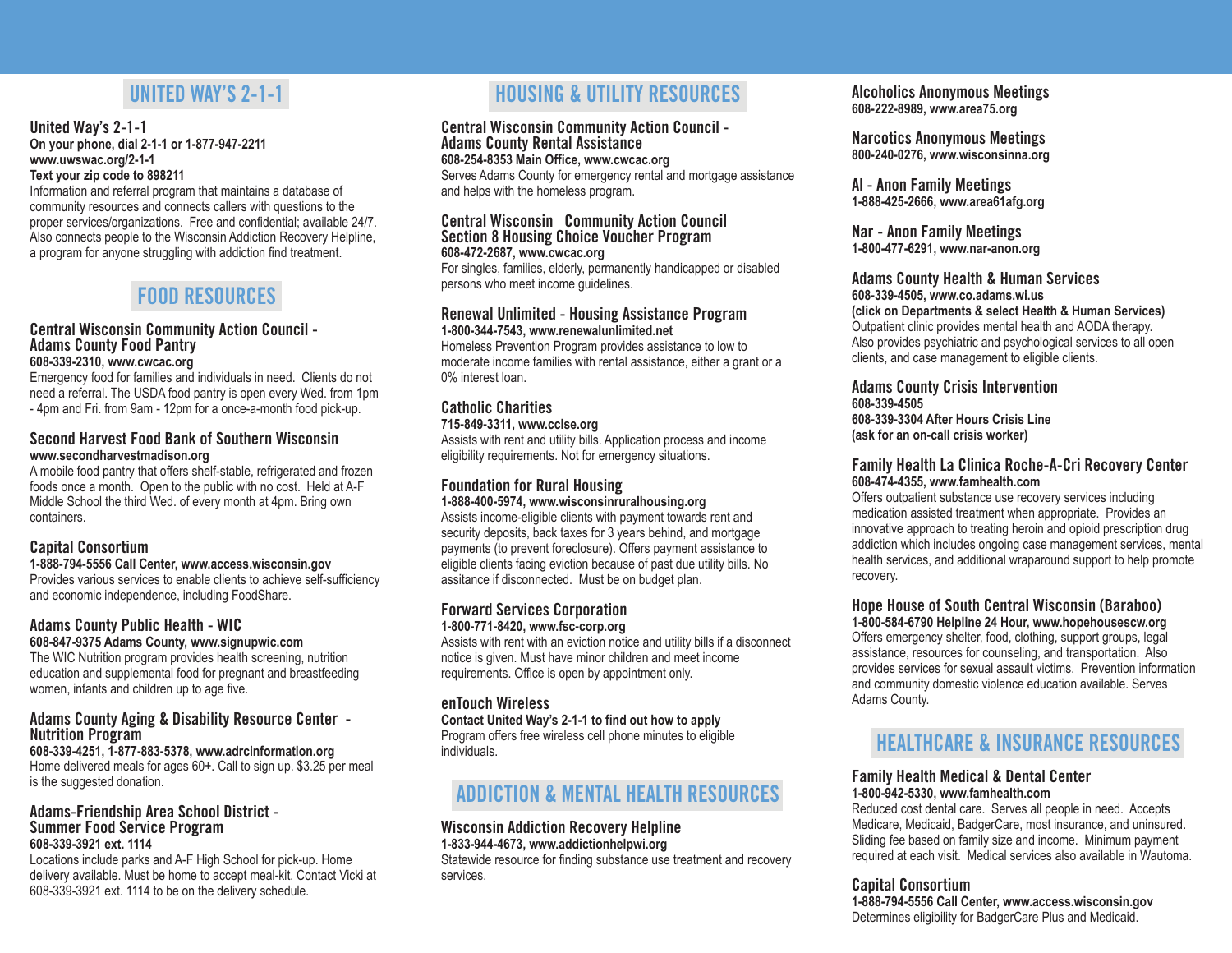## UNITED WAY'S 2-1-1

### United Way's 2-1-1

**On your phone, dial 2-1-1 or 1-877-947-2211**
**www.uwswac.org/2-1-1**
**Text your zip code to 898211**

Information and referral program that maintains a database of community resources and connects callers with questions to the proper services/organizations. Free and confidential; available 24/7. Also connects people to the Wisconsin Addiction Recovery Helpline, a program for anyone struggling with addiction find treatment.

## FOOD RESOURCES

### Central Wisconsin Community Action Council - Adams County Food Pantry

**608-339-2310, www.cwcac.org**

Emergency food for families and individuals in need. Clients do not need a referral. The USDA food pantry is open every Wed. from 1pm - 4pm and Fri. from 9am - 12pm for a once-a-month food pick-up.

### Second Harvest Food Bank of Southern Wisconsin

**www.secondharvestmadison.org**

A mobile food pantry that offers shelf-stable, refrigerated and frozen foods once a month. Open to the public with no cost. Held at A-F Middle School the third Wed. of every month at 4pm. Bring own containers.

### Capital Consortium

**1-888-794-5556 Call Center, www.access.wisconsin.gov**

Provides various services to enable clients to achieve self-sufficiency and economic independence, including FoodShare.

### Adams County Public Health - WIC

**608-847-9375 Adams County, www.signupwic.com**

The WIC Nutrition program provides health screening, nutrition education and supplemental food for pregnant and breastfeeding women, infants and children up to age five.

### Adams County Aging & Disability Resource Center - Nutrition Program

**608-339-4251, 1-877-883-5378, www.adrcinformation.org**

Home delivered meals for ages 60+. Call to sign up. $3.25 per meal is the suggested donation.

### Adams-Friendship Area School District - Summer Food Service Program

**608-339-3921 ext. 1114**

Locations include parks and A-F High School for pick-up. Home delivery available. Must be home to accept meal-kit. Contact Vicki at 608-339-3921 ext. 1114 to be on the delivery schedule.

## HOUSING & UTILITY RESOURCES

### Central Wisconsin Community Action Council - Adams County Rental Assistance

**608-254-8353 Main Office, www.cwcac.org**

Serves Adams County for emergency rental and mortgage assistance and helps with the homeless program.

### Central Wisconsin Community Action Council Section 8 Housing Choice Voucher Program

**608-472-2687, www.cwcac.org**

For singles, families, elderly, permanently handicapped or disabled persons who meet income guidelines.

### Renewal Unlimited - Housing Assistance Program

**1-800-344-7543, www.renewalunlimited.net**

Homeless Prevention Program provides assistance to low to moderate income families with rental assistance, either a grant or a 0% interest loan.

### Catholic Charities

**715-849-3311, www.cclse.org**

Assists with rent and utility bills. Application process and income eligibility requirements. Not for emergency situations.

### Foundation for Rural Housing

**1-888-400-5974, www.wisconsinruralhousing.org**

Assists income-eligible clients with payment towards rent and security deposits, back taxes for 3 years behind, and mortgage payments (to prevent foreclosure). Offers payment assistance to eligible clients facing eviction because of past due utility bills. No assitance if disconnected. Must be on budget plan.

### Forward Services Corporation

**1-800-771-8420, www.fsc-corp.org**

Assists with rent with an eviction notice and utility bills if a disconnect notice is given. Must have minor children and meet income requirements. Office is open by appointment only.

### enTouch Wireless

**Contact United Way's 2-1-1 to find out how to apply**

Program offers free wireless cell phone minutes to eligible individuals.

## ADDICTION & MENTAL HEALTH RESOURCES

### Wisconsin Addiction Recovery Helpline

**1-833-944-4673, www.addictionhelpwi.org**

Statewide resource for finding substance use treatment and recovery services.

### Alcoholics Anonymous Meetings

**608-222-8989, www.area75.org**

### Narcotics Anonymous Meetings

**800-240-0276, www.wisconsinna.org**

### Al - Anon Family Meetings

**1-888-425-2666, www.area61afg.org**

### Nar - Anon Family Meetings

**1-800-477-6291, www.nar-anon.org**

### Adams County Health & Human Services

**608-339-4505, www.co.adams.wi.us**
**(click on Departments & select Health & Human Services)**

Outpatient clinic provides mental health and AODA therapy. Also provides psychiatric and psychological services to all open clients, and case management to eligible clients.

### Adams County Crisis Intervention

**608-339-4505**
**608-339-3304 After Hours Crisis Line**
**(ask for an on-call crisis worker)**

### Family Health La Clinica Roche-A-Cri Recovery Center

**608-474-4355, www.famhealth.com**

Offers outpatient substance use recovery services including medication assisted treatment when appropriate. Provides an innovative approach to treating heroin and opioid prescription drug addiction which includes ongoing case management services, mental health services, and additional wraparound support to help promote recovery.

### Hope House of South Central Wisconsin (Baraboo)

**1-800-584-6790 Helpline 24 Hour, www.hopehousescw.org**

Offers emergency shelter, food, clothing, support groups, legal assistance, resources for counseling, and transportation. Also provides services for sexual assault victims. Prevention information and community domestic violence education available. Serves Adams County.

## HEALTHCARE & INSURANCE RESOURCES

### Family Health Medical & Dental Center

**1-800-942-5330, www.famhealth.com**

Reduced cost dental care. Serves all people in need. Accepts Medicare, Medicaid, BadgerCare, most insurance, and uninsured. Sliding fee based on family size and income. Minimum payment required at each visit. Medical services also available in Wautoma.

### Capital Consortium

**1-888-794-5556 Call Center, www.access.wisconsin.gov**

Determines eligibility for BadgerCare Plus and Medicaid.